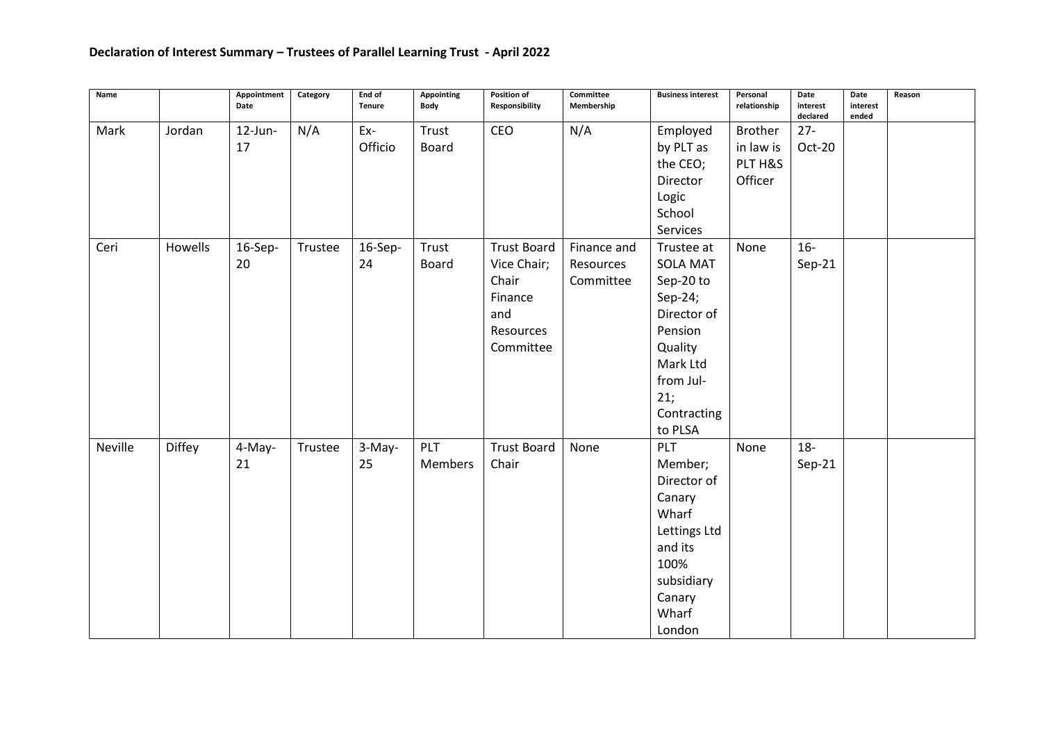**Declaration of Interest Summary – Trustees of Parallel Learning Trust - April 2022**

| Name | | Appointment Date | Category | End of Tenure | Appointing Body | Position of Responsibility | Committee Membership | Business interest | Personal relationship | Date interest declared | Date interest ended | Reason |
|---|---|---|---|---|---|---|---|---|---|---|---|---|
| Mark | Jordan | 12-Jun-17 | N/A | Ex-Officio | Trust Board | CEO | N/A | Employed by PLT as the CEO; Director Logic School Services | Brother in law is PLT H&S Officer | 27-Oct-20 | | |
| Ceri | Howells | 16-Sep-20 | Trustee | 16-Sep-24 | Trust Board | Trust Board Vice Chair; Chair Finance and Resources Committee | Finance and Resources Committee | Trustee at SOLA MAT Sep-20 to Sep-24; Director of Pension Quality Mark Ltd from Jul-21; Contracting to PLSA | None | 16-Sep-21 | | |
| Neville | Diffey | 4-May-21 | Trustee | 3-May-25 | PLT Members | Trust Board Chair | None | PLT Member; Director of Canary Wharf Lettings Ltd and its 100% subsidiary Canary Wharf London | None | 18-Sep-21 | | |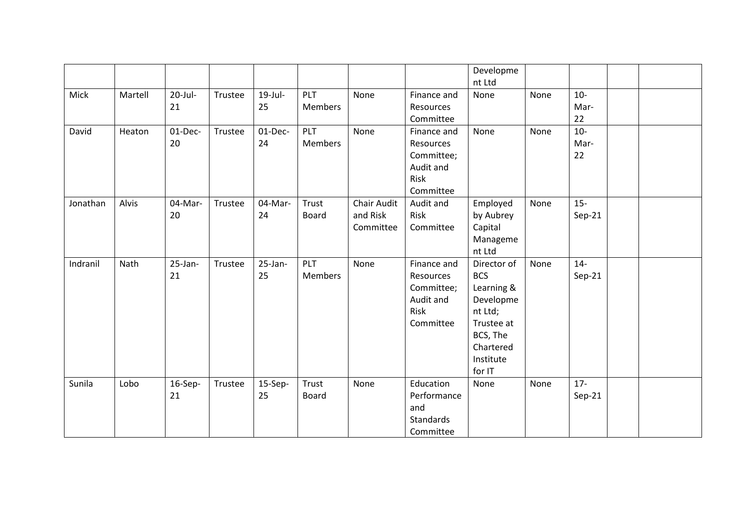| | | | | | | | | Development Ltd | | | | |
|---|---|---|---|---|---|---|---|---|---|---|---|---|
| Mick | Martell | 20-Jul-21 | Trustee | 19-Jul-25 | PLT Members | None | Finance and Resources Committee | None | None | 10-Mar-22 | | |
| David | Heaton | 01-Dec-20 | Trustee | 01-Dec-24 | PLT Members | None | Finance and Resources Committee; Audit and Risk Committee | None | None | 10-Mar-22 | | |
| Jonathan | Alvis | 04-Mar-20 | Trustee | 04-Mar-24 | Trust Board | Chair Audit and Risk Committee | Audit and Risk Committee | Employed by Aubrey Capital Management Ltd | None | 15-Sep-21 | | |
| Indranil | Nath | 25-Jan-21 | Trustee | 25-Jan-25 | PLT Members | None | Finance and Resources Committee; Audit and Risk Committee | Director of BCS Learning & Development Ltd; Trustee at BCS, The Chartered Institute for IT | None | 14-Sep-21 | | |
| Sunila | Lobo | 16-Sep-21 | Trustee | 15-Sep-25 | Trust Board | None | Education Performance and Standards Committee | None | None | 17-Sep-21 | | |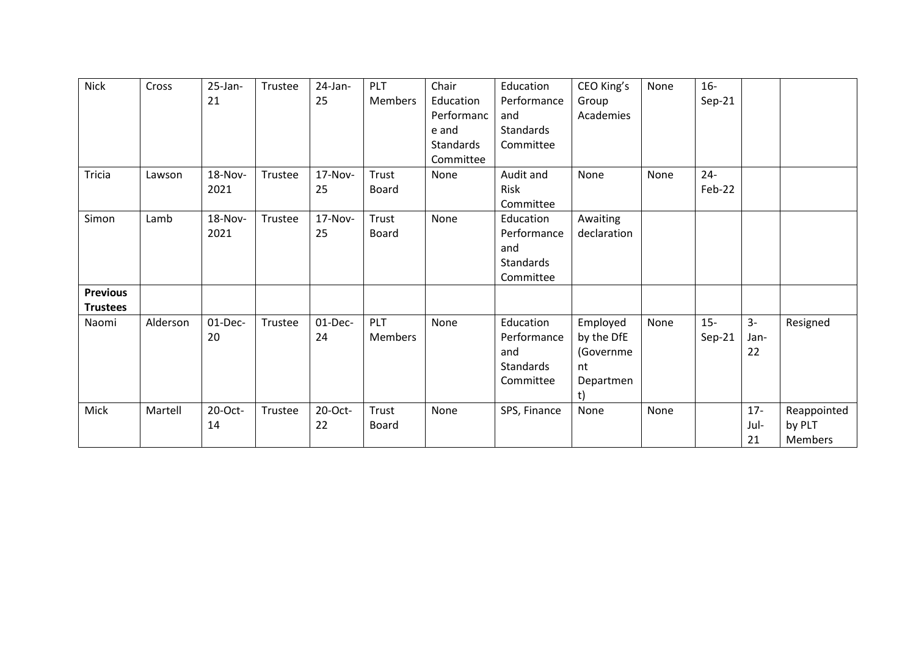| | | | | | | | | | | | | |
|---|---|---|---|---|---|---|---|---|---|---|---|---|
| Nick | Cross | 25-Jan-21 | Trustee | 24-Jan-25 | PLT Members | Chair Education Performance and Standards Committee | Education Performance and Standards Committee | CEO King's Group Academies | None | 16-Sep-21 | | |
| Tricia | Lawson | 18-Nov-2021 | Trustee | 17-Nov-25 | Trust Board | None | Audit and Risk Committee | None | None | 24-Feb-22 | | |
| Simon | Lamb | 18-Nov-2021 | Trustee | 17-Nov-25 | Trust Board | None | Education Performance and Standards Committee | Awaiting declaration | | | | |
| **Previous Trustees** | | | | | | | | | | | | |
| Naomi | Alderson | 01-Dec-20 | Trustee | 01-Dec-24 | PLT Members | None | Education Performance and Standards Committee | Employed by the DfE (Government Department) | None | 15-Sep-21 | 3-Jan-22 | Resigned |
| Mick | Martell | 20-Oct-14 | Trustee | 20-Oct-22 | Trust Board | None | SPS, Finance | None | None | | 17-Jul-21 | Reappointed by PLT Members |